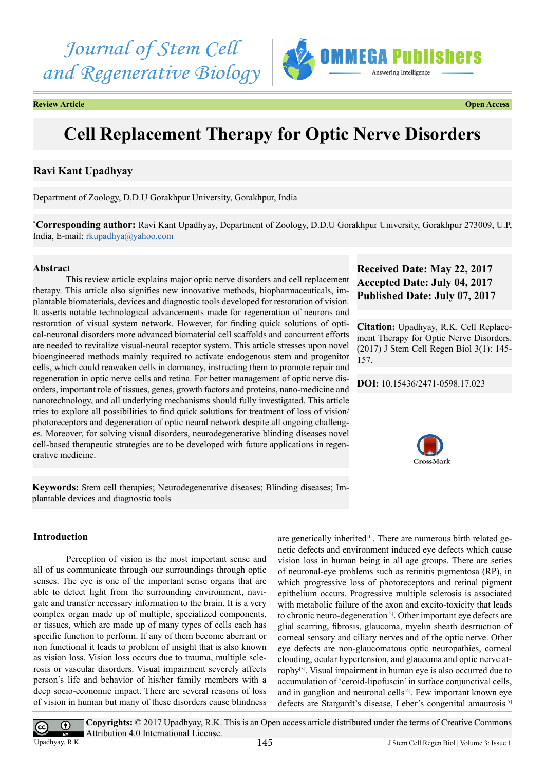Journal of Stem Cell and Regenerative Biology

**Review Article** | **Open Access**

# Cell Replacement Therapy for Optic Nerve Disorders

**Ravi Kant Upadhyay**

Department of Zoology, D.D.U Gorakhpur University, Gorakhpur, India

*__Corresponding author:__ Ravi Kant Upadhyay, Department of Zoology, D.D.U Gorakhpur University, Gorakhpur 273009, U.P, India, E-mail: rkupadhya@yahoo.com

**Received Date: May 22, 2017**
**Accepted Date: July 04, 2017**
**Published Date: July 07, 2017**

**Citation:** Upadhyay, R.K. Cell Replacement Therapy for Optic Nerve Disorders. (2017) J Stem Cell Regen Biol 3(1): 145-157.

**DOI:** 10.15436/2471-0598.17.023

## Abstract

This review article explains major optic nerve disorders and cell replacement therapy. This article also signifies new innovative methods, biopharmaceuticals, implantable biomaterials, devices and diagnostic tools developed for restoration of vision. It asserts notable technological advancements made for regeneration of neurons and restoration of visual system network. However, for finding quick solutions of optical-neuronal disorders more advanced biomaterial cell scaffolds and concurrent efforts are needed to revitalize visual-neural receptor system. This article stresses upon novel bioengineered methods mainly required to activate endogenous stem and progenitor cells, which could reawaken cells in dormancy, instructing them to promote repair and regeneration in optic nerve cells and retina. For better management of optic nerve disorders, important role of tissues, genes, growth factors and proteins, nano-medicine and nanotechnology, and all underlying mechanisms should fully investigated. This article tries to explore all possibilities to find quick solutions for treatment of loss of vision/photoreceptors and degeneration of optic neural network despite all ongoing challenges. Moreover, for solving visual disorders, neurodegenerative blinding diseases novel cell-based therapeutic strategies are to be developed with future applications in regenerative medicine.

**Keywords:** Stem cell therapies; Neurodegenerative diseases; Blinding diseases; Implantable devices and diagnostic tools

## Introduction

Perception of vision is the most important sense and all of us communicate through our surroundings through optic senses. The eye is one of the important sense organs that are able to detect light from the surrounding environment, navigate and transfer necessary information to the brain. It is a very complex organ made up of multiple, specialized components, or tissues, which are made up of many types of cells each has specific function to perform. If any of them become aberrant or non functional it leads to problem of insight that is also known as vision loss. Vision loss occurs due to trauma, multiple sclerosis or vascular disorders. Visual impairment severely affects person's life and behavior of his/her family members with a deep socio-economic impact. There are several reasons of loss of vision in human but many of these disorders cause blindness are genetically inherited[1]. There are numerous birth related genetic defects and environment induced eye defects which cause vision loss in human being in all age groups. There are series of neuronal-eye problems such as retinitis pigmentosa (RP), in which progressive loss of photoreceptors and retinal pigment epithelium occurs. Progressive multiple sclerosis is associated with metabolic failure of the axon and excito-toxicity that leads to chronic neuro-degeneration[2]. Other important eye defects are glial scarring, fibrosis, glaucoma, myelin sheath destruction of corneal sensory and ciliary nerves and of the optic nerve. Other eye defects are non-glaucomatous optic neuropathies, corneal clouding, ocular hypertension, and glaucoma and optic nerve atrophy[3]. Visual impairment in human eye is also occurred due to accumulation of 'ceroid-lipofuscin' in surface conjunctival cells, and in ganglion and neuronal cells[4]. Few important known eye defects are Stargardt's disease, Leber's congenital amaurosis[5]

**Copyrights:** © 2017 Upadhyay, R.K. This is an Open access article distributed under the terms of Creative Commons Attribution 4.0 International License.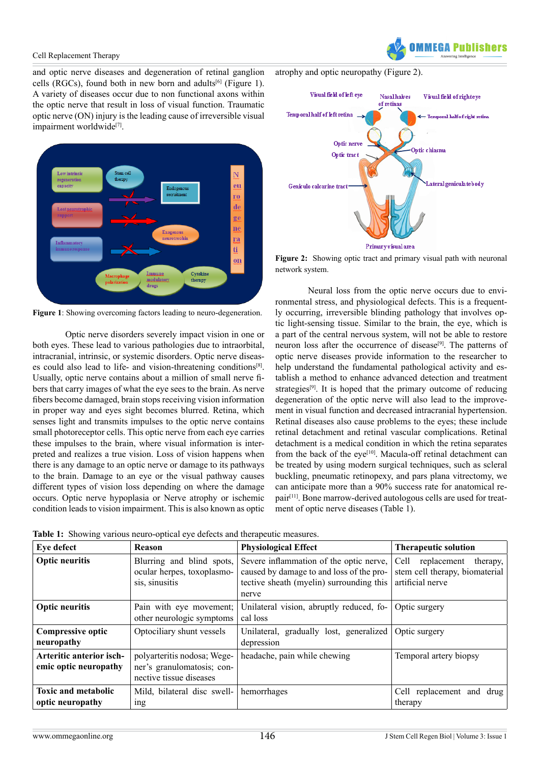and optic nerve diseases and degeneration of retinal ganglion cells (RGCs), found both in new born and adults[6] (Figure 1). A variety of diseases occur due to non functional axons within the optic nerve that result in loss of visual function. Traumatic optic nerve (ON) injury is the leading cause of irreversible visual impairment worldwide[7].

**Figure 1**: Showing overcoming factors leading to neuro-degeneration.

Optic nerve disorders severely impact vision in one or both eyes. These lead to various pathologies due to intraorbital, intracranial, intrinsic, or systemic disorders. Optic nerve diseases could also lead to life- and vision-threatening conditions[8]. Usually, optic nerve contains about a million of small nerve fibers that carry images of what the eye sees to the brain. As nerve fibers become damaged, brain stops receiving vision information in proper way and eyes sight becomes blurred. Retina, which senses light and transmits impulses to the optic nerve contains small photoreceptor cells. This optic nerve from each eye carries these impulses to the brain, where visual information is interpreted and realizes a true vision. Loss of vision happens when there is any damage to an optic nerve or damage to its pathways to the brain. Damage to an eye or the visual pathway causes different types of vision loss depending on where the damage occurs. Optic nerve hypoplasia or Nerve atrophy or ischemic condition leads to vision impairment. This is also known as optic atrophy and optic neuropathy (Figure 2).

**Figure 2:** Showing optic tract and primary visual path with neuronal network system.

Neural loss from the optic nerve occurs due to environmental stress, and physiological defects. This is a frequently occurring, irreversible blinding pathology that involves optic light-sensing tissue. Similar to the brain, the eye, which is a part of the central nervous system, will not be able to restore neuron loss after the occurrence of disease[9]. The patterns of optic nerve diseases provide information to the researcher to help understand the fundamental pathological activity and establish a method to enhance advanced detection and treatment strategies[9]. It is hoped that the primary outcome of reducing degeneration of the optic nerve will also lead to the improvement in visual function and decreased intracranial hypertension. Retinal diseases also cause problems to the eyes; these include retinal detachment and retinal vascular complications. Retinal detachment is a medical condition in which the retina separates from the back of the eye[10]. Macula-off retinal detachment can be treated by using modern surgical techniques, such as scleral buckling, pneumatic retinopexy, and pars plana vitrectomy, we can anticipate more than a 90% success rate for anatomical repair[11]. Bone marrow-derived autologous cells are used for treatment of optic nerve diseases (Table 1).

**Table 1:** Showing various neuro-optical eye defects and therapeutic measures.

| Eye defect | Reason | Physiological Effect | Therapeutic solution |
|---|---|---|---|
| **Optic neuritis** | Blurring and blind spots, ocular herpes, toxoplasmosis, sinusitis | Severe inflammation of the optic nerve, caused by damage to and loss of the protective sheath (myelin) surrounding this nerve | Cell replacement therapy, stem cell therapy, biomaterial artificial nerve |
| **Optic neuritis** | Pain with eye movement; other neurologic symptoms | Unilateral vision, abruptly reduced, focal loss | Optic surgery |
| **Compressive optic neuropathy** | Optociliary shunt vessels | Unilateral, gradually lost, generalized depression | Optic surgery |
| **Arteritic anterior ischemic optic neuropathy** | polyarteritis nodosa; Wegener's granulomatosis; connective tissue diseases | headache, pain while chewing | Temporal artery biopsy |
| **Toxic and metabolic optic neuropathy** | Mild, bilateral disc swelling | hemorrhages | Cell replacement and drug therapy |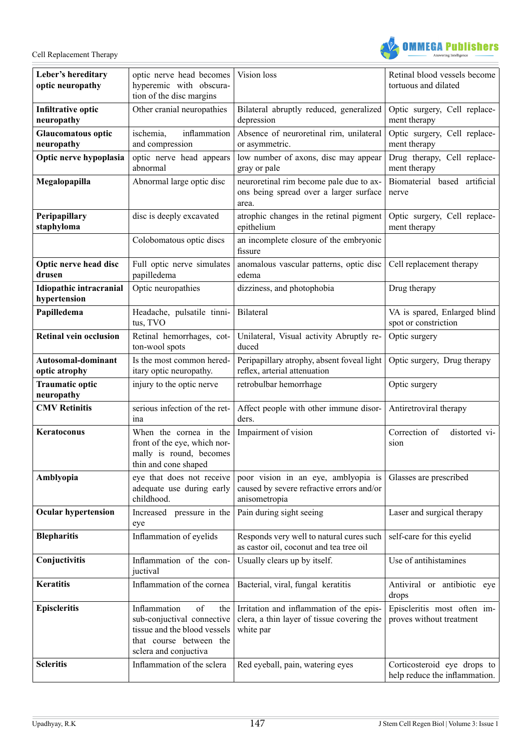| | | | |
|---|---|---|---|
| **Leber's hereditary optic neuropathy** | optic nerve head becomes hyperemic with obscuration of the disc margins | Vision loss | Retinal blood vessels become tortuous and dilated |
| **Infiltrative optic neuropathy** | Other cranial neuropathies | Bilateral abruptly reduced, generalized depression | Optic surgery, Cell replacement therapy |
| **Glaucomatous optic neuropathy** | ischemia, inflammation and compression | Absence of neuroretinal rim, unilateral or asymmetric. | Optic surgery, Cell replacement therapy |
| **Optic nerve hypoplasia** | optic nerve head appears abnormal | low number of axons, disc may appear gray or pale | Drug therapy, Cell replacement therapy |
| **Megalopapilla** | Abnormal large optic disc | neuroretinal rim become pale due to axons being spread over a larger surface area. | Biomaterial based artificial nerve |
| **Peripapillary staphyloma** | disc is deeply excavated | atrophic changes in the retinal pigment epithelium | Optic surgery, Cell replacement therapy |
| | Colobomatous optic discs | an incomplete closure of the embryonic fissure | |
| **Optic nerve head disc drusen** | Full optic nerve simulates papilledema | anomalous vascular patterns, optic disc edema | Cell replacement therapy |
| **Idiopathic intracranial hypertension** | Optic neuropathies | dizziness, and photophobia | Drug therapy |
| **Papilledema** | Headache, pulsatile tinnitus, TVO | Bilateral | VA is spared, Enlarged blind spot or constriction |
| **Retinal vein occlusion** | Retinal hemorrhages, cotton-wool spots | Unilateral, Visual activity Abruptly reduced | Optic surgery |
| **Autosomal-dominant optic atrophy** | Is the most common hereditary optic neuropathy. | Peripapillary atrophy, absent foveal light reflex, arterial attenuation | Optic surgery, Drug therapy |
| **Traumatic optic neuropathy** | injury to the optic nerve | retrobulbar hemorrhage | Optic surgery |
| **CMV Retinitis** | serious infection of the retina | Affect people with other immune disorders. | Antiretroviral therapy |
| **Keratoconus** | When the cornea in the front of the eye, which normally is round, becomes thin and cone shaped | Impairment of vision | Correction of distorted vision |
| **Amblyopia** | eye that does not receive adequate use during early childhood. | poor vision in an eye, amblyopia is caused by severe refractive errors and/or anisometropia | Glasses are prescribed |
| **Ocular hypertension** | Increased pressure in the eye | Pain during sight seeing | Laser and surgical therapy |
| **Blepharitis** | Inflammation of eyelids | Responds very well to natural cures such as castor oil, coconut and tea tree oil | self-care for this eyelid |
| **Conjuctivitis** | Inflammation of the conjuctival | Usually clears up by itself. | Use of antihistamines |
| **Keratitis** | Inflammation of the cornea | Bacterial, viral, fungal keratitis | Antiviral or antibiotic eye drops |
| **Episcleritis** | Inflammation of the sub-conjuctival connective tissue and the blood vessels that course between the sclera and conjuctiva | Irritation and inflammation of the episclera, a thin layer of tissue covering the white par | Episcleritis most often improves without treatment |
| **Scleritis** | Inflammation of the sclera | Red eyeball, pain, watering eyes | Corticosteroid eye drops to help reduce the inflammation. |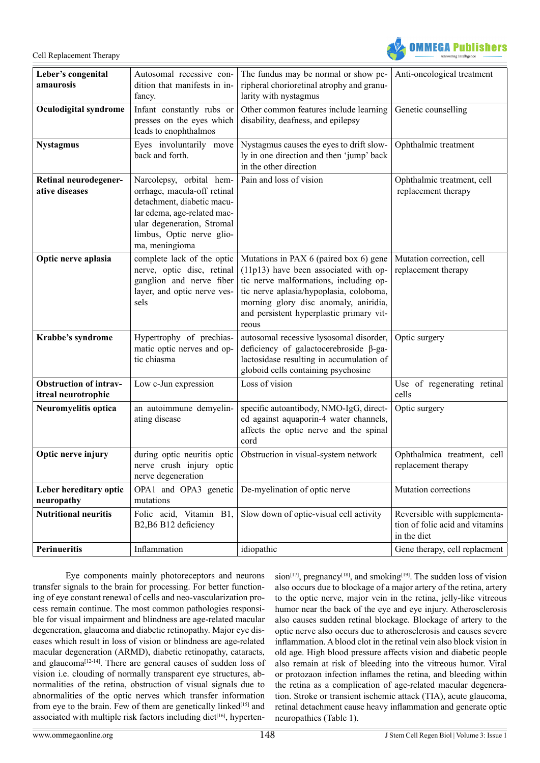| Leber's congenital amaurosis | Autosomal recessive condition that manifests in infancy. | The fundus may be normal or show peripheral chorioretinal atrophy and granularity with nystagmus | Anti-oncological treatment |
|---|---|---|---|
| **Oculodigital syndrome** | Infant constantly rubs or presses on the eyes which leads to enophthalmos | Other common features include learning disability, deafness, and epilepsy | Genetic counselling |
| **Nystagmus** | Eyes involuntarily move back and forth. | Nystagmus causes the eyes to drift slowly in one direction and then 'jump' back in the other direction | Ophthalmic treatment |
| **Retinal neurodegenerative diseases** | Narcolepsy, orbital hemorrhage, macula-off retinal detachment, diabetic macular edema, age-related macular degeneration, Stromal limbus, Optic nerve glioma, meningioma | Pain and loss of vision | Ophthalmic treatment, cell replacement therapy |
| **Optic nerve aplasia** | complete lack of the optic nerve, optic disc, retinal ganglion and nerve fiber layer, and optic nerve vessels | Mutations in PAX 6 (paired box 6) gene (11p13) have been associated with optic nerve malformations, including optic nerve aplasia/hypoplasia, coloboma, morning glory disc anomaly, aniridia, and persistent hyperplastic primary vitreous | Mutation correction, cell replacement therapy |
| **Krabbe's syndrome** | Hypertrophy of prechiasmatic optic nerves and optic chiasma | autosomal recessive lysosomal disorder, deficiency of galactocerebroside β-galactosidase resulting in accumulation of globoid cells containing psychosine | Optic surgery |
| **Obstruction of intravitreal neurotrophic** | Low c-Jun expression | Loss of vision | Use of regenerating retinal cells |
| **Neuromyelitis optica** | an autoimmune demyelinating disease | specific autoantibody, NMO-IgG, directed against aquaporin-4 water channels, affects the optic nerve and the spinal cord | Optic surgery |
| **Optic nerve injury** | during optic neuritis optic nerve crush injury optic nerve degeneration | Obstruction in visual-system network | Ophthalmica treatment, cell replacement therapy |
| **Leber hereditary optic neuropathy** | OPA1 and OPA3 genetic mutations | De-myelination of optic nerve | Mutation corrections |
| **Nutritional neuritis** | Folic acid, Vitamin B1, B2,B6 B12 deficiency | Slow down of optic-visual cell activity | Reversible with supplementation of folic acid and vitamins in the diet |
| **Perinueritis** | Inflammation | idiopathic | Gene therapy, cell replacment |

Eye components mainly photoreceptors and neurons transfer signals to the brain for processing. For better functioning of eye constant renewal of cells and neo-vascularization process remain continue. The most common pathologies responsible for visual impairment and blindness are age-related macular degeneration, glaucoma and diabetic retinopathy. Major eye diseases which result in loss of vision or blindness are age-related macular degeneration (ARMD), diabetic retinopathy, cataracts, and glaucoma[12-14]. There are general causes of sudden loss of vision i.e. clouding of normally transparent eye structures, abnormalities of the retina, obstruction of visual signals due to abnormalities of the optic nerves which transfer information from eye to the brain. Few of them are genetically linked[15] and associated with multiple risk factors including diet[16], hypertension[17], pregnancy[18], and smoking[19]. The sudden loss of vision also occurs due to blockage of a major artery of the retina, artery to the optic nerve, major vein in the retina, jelly-like vitreous humor near the back of the eye and eye injury. Atherosclerosis also causes sudden retinal blockage. Blockage of artery to the optic nerve also occurs due to atherosclerosis and causes severe inflammation. A blood clot in the retinal vein also block vision in old age. High blood pressure affects vision and diabetic people also remain at risk of bleeding into the vitreous humor. Viral or protozaon infection inflames the retina, and bleeding within the retina as a complication of age-related macular degeneration. Stroke or transient ischemic attack (TIA), acute glaucoma, retinal detachment cause heavy inflammation and generate optic neuropathies (Table 1).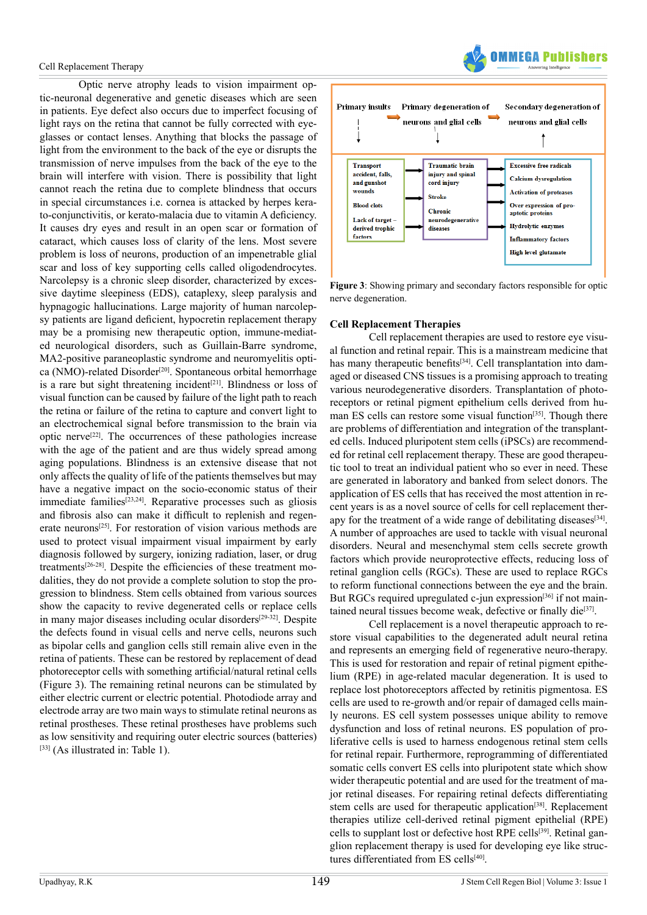Optic nerve atrophy leads to vision impairment optic-neuronal degenerative and genetic diseases which are seen in patients. Eye defect also occurs due to imperfect focusing of light rays on the retina that cannot be fully corrected with eyeglasses or contact lenses. Anything that blocks the passage of light from the environment to the back of the eye or disrupts the transmission of nerve impulses from the back of the eye to the brain will interfere with vision. There is possibility that light cannot reach the retina due to complete blindness that occurs in special circumstances i.e. cornea is attacked by herpes kerato-conjunctivitis, or kerato-malacia due to vitamin A deficiency. It causes dry eyes and result in an open scar or formation of cataract, which causes loss of clarity of the lens. Most severe problem is loss of neurons, production of an impenetrable glial scar and loss of key supporting cells called oligodendrocytes. Narcolepsy is a chronic sleep disorder, characterized by excessive daytime sleepiness (EDS), cataplexy, sleep paralysis and hypnagogic hallucinations. Large majority of human narcolepsy patients are ligand deficient, hypocretin replacement therapy may be a promising new therapeutic option, immune-mediated neurological disorders, such as Guillain-Barre syndrome, MA2-positive paraneoplastic syndrome and neuromyelitis optica (NMO)-related Disorder[20]. Spontaneous orbital hemorrhage is a rare but sight threatening incident[21]. Blindness or loss of visual function can be caused by failure of the light path to reach the retina or failure of the retina to capture and convert light to an electrochemical signal before transmission to the brain via optic nerve[22]. The occurrences of these pathologies increase with the age of the patient and are thus widely spread among aging populations. Blindness is an extensive disease that not only affects the quality of life of the patients themselves but may have a negative impact on the socio-economic status of their immediate families[23,24]. Reparative processes such as gliosis and fibrosis also can make it difficult to replenish and regenerate neurons[25]. For restoration of vision various methods are used to protect visual impairment visual impairment by early diagnosis followed by surgery, ionizing radiation, laser, or drug treatments[26-28]. Despite the efficiencies of these treatment modalities, they do not provide a complete solution to stop the progression to blindness. Stem cells obtained from various sources show the capacity to revive degenerated cells or replace cells in many major diseases including ocular disorders[29-32]. Despite the defects found in visual cells and nerve cells, neurons such as bipolar cells and ganglion cells still remain alive even in the retina of patients. These can be restored by replacement of dead photoreceptor cells with something artificial/natural retinal cells (Figure 3). The remaining retinal neurons can be stimulated by either electric current or electric potential. Photodiode array and electrode array are two main ways to stimulate retinal neurons as retinal prostheses. These retinal prostheses have problems such as low sensitivity and requiring outer electric sources (batteries) [33] (As illustrated in: Table 1).

| Primary insults | Primary degeneration of neurons and glial cells | Secondary degeneration of neurons and glial cells |
|---|---|---|
| Transport accident, falls, and gunshot wounds<br>Blood clots<br>Lack of target – derived trophic factors | Traumatic brain injury and spinal cord injury<br>Stroke<br>Chronic neurodegenerative diseases | Excessive free radicals<br>Calcium dysregulation<br>Activation of proteases<br>Over expression of pro-aptotic proteins<br>Hydrolytic enzymes<br>Inflammatory factors<br>High level glutamate |

**Figure 3**: Showing primary and secondary factors responsible for optic nerve degeneration.

## Cell Replacement Therapies

Cell replacement therapies are used to restore eye visual function and retinal repair. This is a mainstream medicine that has many therapeutic benefits[34]. Cell transplantation into damaged or diseased CNS tissues is a promising approach to treating various neurodegenerative disorders. Transplantation of photoreceptors or retinal pigment epithelium cells derived from human ES cells can restore some visual function[35]. Though there are problems of differentiation and integration of the transplanted cells. Induced pluripotent stem cells (iPSCs) are recommended for retinal cell replacement therapy. These are good therapeutic tool to treat an individual patient who so ever in need. These are generated in laboratory and banked from select donors. The application of ES cells that has received the most attention in recent years is as a novel source of cells for cell replacement therapy for the treatment of a wide range of debilitating diseases[34]. A number of approaches are used to tackle with visual neuronal disorders. Neural and mesenchymal stem cells secrete growth factors which provide neuroprotective effects, reducing loss of retinal ganglion cells (RGCs). These are used to replace RGCs to reform functional connections between the eye and the brain. But RGCs required upregulated c-jun expression[36] if not maintained neural tissues become weak, defective or finally die[37].

Cell replacement is a novel therapeutic approach to restore visual capabilities to the degenerated adult neural retina and represents an emerging field of regenerative neuro-therapy. This is used for restoration and repair of retinal pigment epithelium (RPE) in age-related macular degeneration. It is used to replace lost photoreceptors affected by retinitis pigmentosa. ES cells are used to re-growth and/or repair of damaged cells mainly neurons. ES cell system possesses unique ability to remove dysfunction and loss of retinal neurons. ES population of proliferative cells is used to harness endogenous retinal stem cells for retinal repair. Furthermore, reprogramming of differentiated somatic cells convert ES cells into pluripotent state which show wider therapeutic potential and are used for the treatment of major retinal diseases. For repairing retinal defects differentiating stem cells are used for therapeutic application[38]. Replacement therapies utilize cell-derived retinal pigment epithelial (RPE) cells to supplant lost or defective host RPE cells[39]. Retinal ganglion replacement therapy is used for developing eye like structures differentiated from ES cells[40].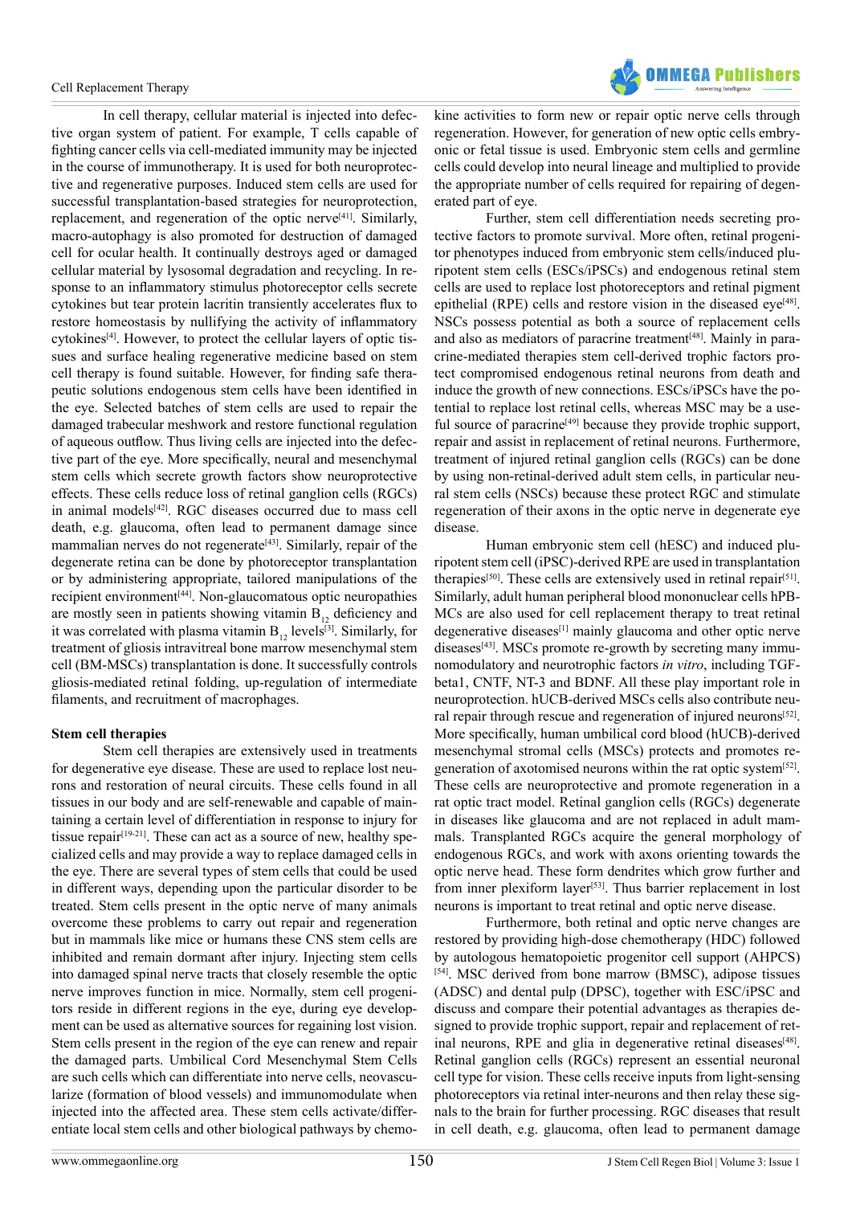In cell therapy, cellular material is injected into defective organ system of patient. For example, T cells capable of fighting cancer cells via cell-mediated immunity may be injected in the course of immunotherapy. It is used for both neuroprotective and regenerative purposes. Induced stem cells are used for successful transplantation-based strategies for neuroprotection, replacement, and regeneration of the optic nerve[41]. Similarly, macro-autophagy is also promoted for destruction of damaged cell for ocular health. It continually destroys aged or damaged cellular material by lysosomal degradation and recycling. In response to an inflammatory stimulus photoreceptor cells secrete cytokines but tear protein lacritin transiently accelerates flux to restore homeostasis by nullifying the activity of inflammatory cytokines[4]. However, to protect the cellular layers of optic tissues and surface healing regenerative medicine based on stem cell therapy is found suitable. However, for finding safe therapeutic solutions endogenous stem cells have been identified in the eye. Selected batches of stem cells are used to repair the damaged trabecular meshwork and restore functional regulation of aqueous outflow. Thus living cells are injected into the defective part of the eye. More specifically, neural and mesenchymal stem cells which secrete growth factors show neuroprotective effects. These cells reduce loss of retinal ganglion cells (RGCs) in animal models[42]. RGC diseases occurred due to mass cell death, e.g. glaucoma, often lead to permanent damage since mammalian nerves do not regenerate[43]. Similarly, repair of the degenerate retina can be done by photoreceptor transplantation or by administering appropriate, tailored manipulations of the recipient environment[44]. Non-glaucomatous optic neuropathies are mostly seen in patients showing vitamin $B_{12}$ deficiency and it was correlated with plasma vitamin $B_{12}$ levels[3]. Similarly, for treatment of gliosis intravitreal bone marrow mesenchymal stem cell (BM-MSCs) transplantation is done. It successfully controls gliosis-mediated retinal folding, up-regulation of intermediate filaments, and recruitment of macrophages.

**Stem cell therapies**

Stem cell therapies are extensively used in treatments for degenerative eye disease. These are used to replace lost neurons and restoration of neural circuits. These cells found in all tissues in our body and are self-renewable and capable of maintaining a certain level of differentiation in response to injury for tissue repair[19-21]. These can act as a source of new, healthy specialized cells and may provide a way to replace damaged cells in the eye. There are several types of stem cells that could be used in different ways, depending upon the particular disorder to be treated. Stem cells present in the optic nerve of many animals overcome these problems to carry out repair and regeneration but in mammals like mice or humans these CNS stem cells are inhibited and remain dormant after injury. Injecting stem cells into damaged spinal nerve tracts that closely resemble the optic nerve improves function in mice. Normally, stem cell progenitors reside in different regions in the eye, during eye development can be used as alternative sources for regaining lost vision. Stem cells present in the region of the eye can renew and repair the damaged parts. Umbilical Cord Mesenchymal Stem Cells are such cells which can differentiate into nerve cells, neovascularize (formation of blood vessels) and immunomodulate when injected into the affected area. These stem cells activate/differentiate local stem cells and other biological pathways by chemokine activities to form new or repair optic nerve cells through regeneration. However, for generation of new optic cells embryonic or fetal tissue is used. Embryonic stem cells and germline cells could develop into neural lineage and multiplied to provide the appropriate number of cells required for repairing of degenerated part of eye.

Further, stem cell differentiation needs secreting protective factors to promote survival. More often, retinal progenitor phenotypes induced from embryonic stem cells/induced pluripotent stem cells (ESCs/iPSCs) and endogenous retinal stem cells are used to replace lost photoreceptors and retinal pigment epithelial (RPE) cells and restore vision in the diseased eye[48]. NSCs possess potential as both a source of replacement cells and also as mediators of paracrine treatment[48]. Mainly in paracrine-mediated therapies stem cell-derived trophic factors protect compromised endogenous retinal neurons from death and induce the growth of new connections. ESCs/iPSCs have the potential to replace lost retinal cells, whereas MSC may be a useful source of paracrine[49] because they provide trophic support, repair and assist in replacement of retinal neurons. Furthermore, treatment of injured retinal ganglion cells (RGCs) can be done by using non-retinal-derived adult stem cells, in particular neural stem cells (NSCs) because these protect RGC and stimulate regeneration of their axons in the optic nerve in degenerate eye disease.

Human embryonic stem cell (hESC) and induced pluripotent stem cell (iPSC)-derived RPE are used in transplantation therapies[50]. These cells are extensively used in retinal repair[51]. Similarly, adult human peripheral blood mononuclear cells hPBMCs are also used for cell replacement therapy to treat retinal degenerative diseases[1] mainly glaucoma and other optic nerve diseases[43]. MSCs promote re-growth by secreting many immunomodulatory and neurotrophic factors *in vitro*, including TGF-beta1, CNTF, NT-3 and BDNF. All these play important role in neuroprotection. hUCB-derived MSCs cells also contribute neural repair through rescue and regeneration of injured neurons[52]. More specifically, human umbilical cord blood (hUCB)-derived mesenchymal stromal cells (MSCs) protects and promotes regeneration of axotomised neurons within the rat optic system[52]. These cells are neuroprotective and promote regeneration in a rat optic tract model. Retinal ganglion cells (RGCs) degenerate in diseases like glaucoma and are not replaced in adult mammals. Transplanted RGCs acquire the general morphology of endogenous RGCs, and work with axons orienting towards the optic nerve head. These form dendrites which grow further and from inner plexiform layer[53]. Thus barrier replacement in lost neurons is important to treat retinal and optic nerve disease.

Furthermore, both retinal and optic nerve changes are restored by providing high-dose chemotherapy (HDC) followed by autologous hematopoietic progenitor cell support (AHPCS)[54]. MSC derived from bone marrow (BMSC), adipose tissues (ADSC) and dental pulp (DPSC), together with ESC/iPSC and discuss and compare their potential advantages as therapies designed to provide trophic support, repair and replacement of retinal neurons, RPE and glia in degenerative retinal diseases[48]. Retinal ganglion cells (RGCs) represent an essential neuronal cell type for vision. These cells receive inputs from light-sensing photoreceptors via retinal inter-neurons and then relay these signals to the brain for further processing. RGC diseases that result in cell death, e.g. glaucoma, often lead to permanent damage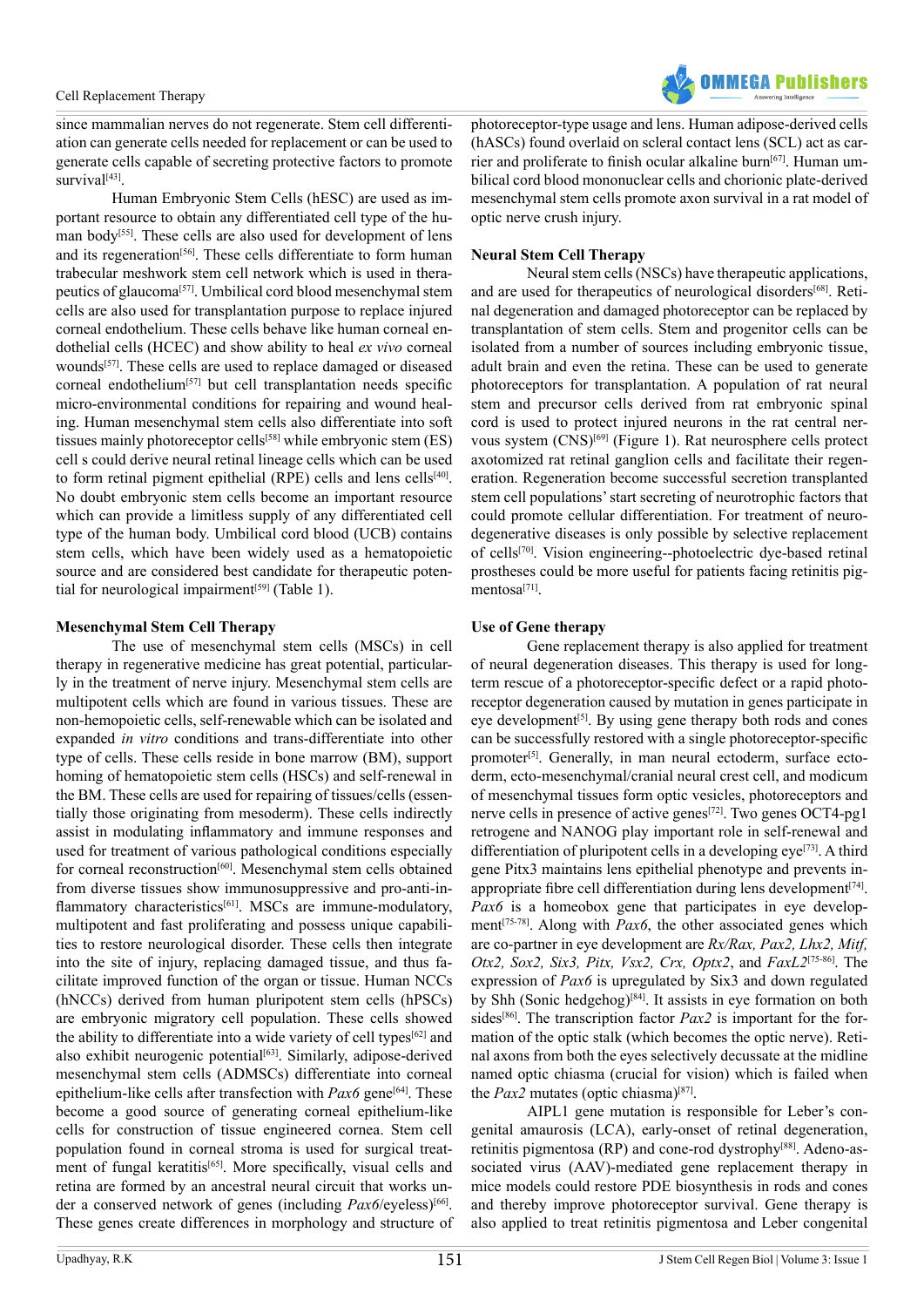since mammalian nerves do not regenerate. Stem cell differentiation can generate cells needed for replacement or can be used to generate cells capable of secreting protective factors to promote survival[43].

Human Embryonic Stem Cells (hESC) are used as important resource to obtain any differentiated cell type of the human body[55]. These cells are also used for development of lens and its regeneration[56]. These cells differentiate to form human trabecular meshwork stem cell network which is used in therapeutics of glaucoma[57]. Umbilical cord blood mesenchymal stem cells are also used for transplantation purpose to replace injured corneal endothelium. These cells behave like human corneal endothelial cells (HCEC) and show ability to heal *ex vivo* corneal wounds[57]. These cells are used to replace damaged or diseased corneal endothelium[57] but cell transplantation needs specific micro-environmental conditions for repairing and wound healing. Human mesenchymal stem cells also differentiate into soft tissues mainly photoreceptor cells[58] while embryonic stem (ES) cell s could derive neural retinal lineage cells which can be used to form retinal pigment epithelial (RPE) cells and lens cells[40]. No doubt embryonic stem cells become an important resource which can provide a limitless supply of any differentiated cell type of the human body. Umbilical cord blood (UCB) contains stem cells, which have been widely used as a hematopoietic source and are considered best candidate for therapeutic potential for neurological impairment[59] (Table 1).

**Mesenchymal Stem Cell Therapy**

The use of mesenchymal stem cells (MSCs) in cell therapy in regenerative medicine has great potential, particularly in the treatment of nerve injury. Mesenchymal stem cells are multipotent cells which are found in various tissues. These are non-hemopoietic cells, self-renewable which can be isolated and expanded *in vitro* conditions and trans-differentiate into other type of cells. These cells reside in bone marrow (BM), support homing of hematopoietic stem cells (HSCs) and self-renewal in the BM. These cells are used for repairing of tissues/cells (essentially those originating from mesoderm). These cells indirectly assist in modulating inflammatory and immune responses and used for treatment of various pathological conditions especially for corneal reconstruction[60]. Mesenchymal stem cells obtained from diverse tissues show immunosuppressive and pro-anti-inflammatory characteristics[61]. MSCs are immune-modulatory, multipotent and fast proliferating and possess unique capabilities to restore neurological disorder. These cells then integrate into the site of injury, replacing damaged tissue, and thus facilitate improved function of the organ or tissue. Human NCCs (hNCCs) derived from human pluripotent stem cells (hPSCs) are embryonic migratory cell population. These cells showed the ability to differentiate into a wide variety of cell types[62] and also exhibit neurogenic potential[63]. Similarly, adipose-derived mesenchymal stem cells (ADMSCs) differentiate into corneal epithelium-like cells after transfection with *Pax6* gene[64]. These become a good source of generating corneal epithelium-like cells for construction of tissue engineered cornea. Stem cell population found in corneal stroma is used for surgical treatment of fungal keratitis[65]. More specifically, visual cells and retina are formed by an ancestral neural circuit that works under a conserved network of genes (including *Pax6*/eyeless)[66]. These genes create differences in morphology and structure of photoreceptor-type usage and lens. Human adipose-derived cells (hASCs) found overlaid on scleral contact lens (SCL) act as carrier and proliferate to finish ocular alkaline burn[67]. Human umbilical cord blood mononuclear cells and chorionic plate-derived mesenchymal stem cells promote axon survival in a rat model of optic nerve crush injury.

**Neural Stem Cell Therapy**

Neural stem cells (NSCs) have therapeutic applications, and are used for therapeutics of neurological disorders[68]. Retinal degeneration and damaged photoreceptor can be replaced by transplantation of stem cells. Stem and progenitor cells can be isolated from a number of sources including embryonic tissue, adult brain and even the retina. These can be used to generate photoreceptors for transplantation. A population of rat neural stem and precursor cells derived from rat embryonic spinal cord is used to protect injured neurons in the rat central nervous system (CNS)[69] (Figure 1). Rat neurosphere cells protect axotomized rat retinal ganglion cells and facilitate their regeneration. Regeneration become successful secretion transplanted stem cell populations' start secreting of neurotrophic factors that could promote cellular differentiation. For treatment of neurodegenerative diseases is only possible by selective replacement of cells[70]. Vision engineering--photoelectric dye-based retinal prostheses could be more useful for patients facing retinitis pigmentosa[71].

**Use of Gene therapy**

Gene replacement therapy is also applied for treatment of neural degeneration diseases. This therapy is used for long-term rescue of a photoreceptor-specific defect or a rapid photoreceptor degeneration caused by mutation in genes participate in eye development[5]. By using gene therapy both rods and cones can be successfully restored with a single photoreceptor-specific promoter[5]. Generally, in man neural ectoderm, surface ectoderm, ecto-mesenchymal/cranial neural crest cell, and modicum of mesenchymal tissues form optic vesicles, photoreceptors and nerve cells in presence of active genes[72]. Two genes OCT4-pg1 retrogene and NANOG play important role in self-renewal and differentiation of pluripotent cells in a developing eye[73]. A third gene Pitx3 maintains lens epithelial phenotype and prevents inappropriate fibre cell differentiation during lens development[74]. *Pax6* is a homeobox gene that participates in eye development[75-78]. Along with *Pax6*, the other associated genes which are co-partner in eye development are *Rx/Rax, Pax2, Lhx2, Mitf, Otx2, Sox2, Six3, Pitx, Vsx2, Crx, Optx2*, and *FaxL2*[75-86]. The expression of *Pax6* is upregulated by Six3 and down regulated by Shh (Sonic hedgehog)[84]. It assists in eye formation on both sides[86]. The transcription factor *Pax2* is important for the formation of the optic stalk (which becomes the optic nerve). Retinal axons from both the eyes selectively decussate at the midline named optic chiasma (crucial for vision) which is failed when the *Pax2* mutates (optic chiasma)[87].

AIPL1 gene mutation is responsible for Leber's congenital amaurosis (LCA), early-onset of retinal degeneration, retinitis pigmentosa (RP) and cone-rod dystrophy[88]. Adeno-associated virus (AAV)-mediated gene replacement therapy in mice models could restore PDE biosynthesis in rods and cones and thereby improve photoreceptor survival. Gene therapy is also applied to treat retinitis pigmentosa and Leber congenital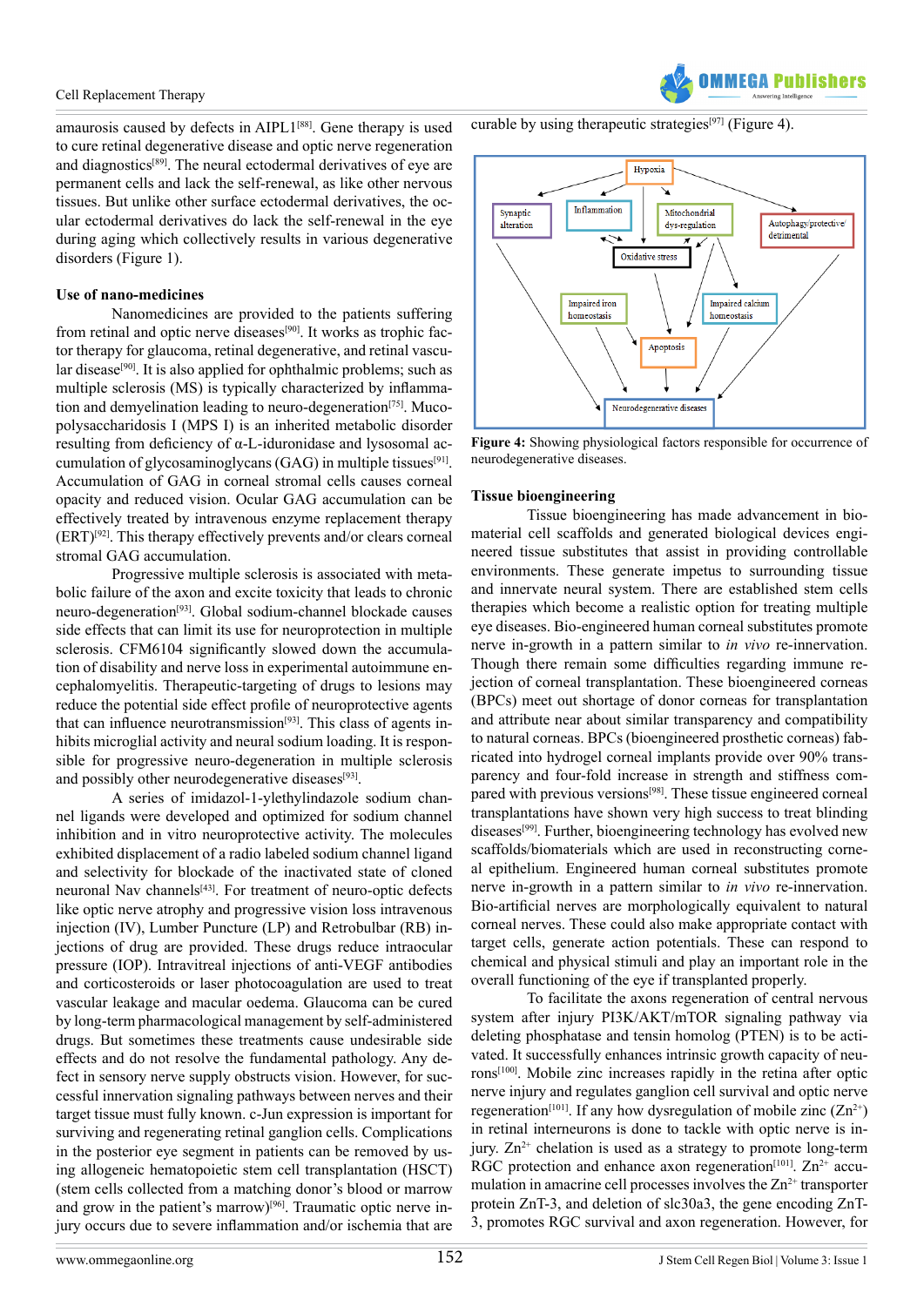amaurosis caused by defects in AIPL1[88]. Gene therapy is used to cure retinal degenerative disease and optic nerve regeneration and diagnostics[89]. The neural ectodermal derivatives of eye are permanent cells and lack the self-renewal, as like other nervous tissues. But unlike other surface ectodermal derivatives, the ocular ectodermal derivatives do lack the self-renewal in the eye during aging which collectively results in various degenerative disorders (Figure 1).

### Use of nano-medicines

Nanomedicines are provided to the patients suffering from retinal and optic nerve diseases[90]. It works as trophic factor therapy for glaucoma, retinal degenerative, and retinal vascular disease[90]. It is also applied for ophthalmic problems; such as multiple sclerosis (MS) is typically characterized by inflammation and demyelination leading to neuro-degeneration[75]. Mucopolysaccharidosis I (MPS I) is an inherited metabolic disorder resulting from deficiency of α-L-iduronidase and lysosomal accumulation of glycosaminoglycans (GAG) in multiple tissues[91]. Accumulation of GAG in corneal stromal cells causes corneal opacity and reduced vision. Ocular GAG accumulation can be effectively treated by intravenous enzyme replacement therapy (ERT)[92]. This therapy effectively prevents and/or clears corneal stromal GAG accumulation.

Progressive multiple sclerosis is associated with metabolic failure of the axon and excite toxicity that leads to chronic neuro-degeneration[93]. Global sodium-channel blockade causes side effects that can limit its use for neuroprotection in multiple sclerosis. CFM6104 significantly slowed down the accumulation of disability and nerve loss in experimental autoimmune encephalomyelitis. Therapeutic-targeting of drugs to lesions may reduce the potential side effect profile of neuroprotective agents that can influence neurotransmission[93]. This class of agents inhibits microglial activity and neural sodium loading. It is responsible for progressive neuro-degeneration in multiple sclerosis and possibly other neurodegenerative diseases[93].

A series of imidazol-1-ylethylindazole sodium channel ligands were developed and optimized for sodium channel inhibition and in vitro neuroprotective activity. The molecules exhibited displacement of a radio labeled sodium channel ligand and selectivity for blockade of the inactivated state of cloned neuronal Nav channels[43]. For treatment of neuro-optic defects like optic nerve atrophy and progressive vision loss intravenous injection (IV), Lumber Puncture (LP) and Retrobulbar (RB) injections of drug are provided. These drugs reduce intraocular pressure (IOP). Intravitreal injections of anti-VEGF antibodies and corticosteroids or laser photocoagulation are used to treat vascular leakage and macular oedema. Glaucoma can be cured by long-term pharmacological management by self-administered drugs. But sometimes these treatments cause undesirable side effects and do not resolve the fundamental pathology. Any defect in sensory nerve supply obstructs vision. However, for successful innervation signaling pathways between nerves and their target tissue must fully known. c-Jun expression is important for surviving and regenerating retinal ganglion cells. Complications in the posterior eye segment in patients can be removed by using allogeneic hematopoietic stem cell transplantation (HSCT) (stem cells collected from a matching donor's blood or marrow and grow in the patient's marrow)[96]. Traumatic optic nerve injury occurs due to severe inflammation and/or ischemia that are curable by using therapeutic strategies[97] (Figure 4).

**Figure 4:** Showing physiological factors responsible for occurrence of neurodegenerative diseases.

### Tissue bioengineering

Tissue bioengineering has made advancement in biomaterial cell scaffolds and generated biological devices engineered tissue substitutes that assist in providing controllable environments. These generate impetus to surrounding tissue and innervate neural system. There are established stem cells therapies which become a realistic option for treating multiple eye diseases. Bio-engineered human corneal substitutes promote nerve in-growth in a pattern similar to *in vivo* re-innervation. Though there remain some difficulties regarding immune rejection of corneal transplantation. These bioengineered corneas (BPCs) meet out shortage of donor corneas for transplantation and attribute near about similar transparency and compatibility to natural corneas. BPCs (bioengineered prosthetic corneas) fabricated into hydrogel corneal implants provide over 90% transparency and four-fold increase in strength and stiffness compared with previous versions[98]. These tissue engineered corneal transplantations have shown very high success to treat blinding diseases[99]. Further, bioengineering technology has evolved new scaffolds/biomaterials which are used in reconstructing corneal epithelium. Engineered human corneal substitutes promote nerve in-growth in a pattern similar to *in vivo* re-innervation. Bio-artificial nerves are morphologically equivalent to natural corneal nerves. These could also make appropriate contact with target cells, generate action potentials. These can respond to chemical and physical stimuli and play an important role in the overall functioning of the eye if transplanted properly.

To facilitate the axons regeneration of central nervous system after injury PI3K/AKT/mTOR signaling pathway via deleting phosphatase and tensin homolog (PTEN) is to be activated. It successfully enhances intrinsic growth capacity of neurons[100]. Mobile zinc increases rapidly in the retina after optic nerve injury and regulates ganglion cell survival and optic nerve regeneration[101]. If any how dysregulation of mobile zinc ($Zn^{2+}$) in retinal interneurons is done to tackle with optic nerve is injury. $Zn^{2+}$ chelation is used as a strategy to promote long-term RGC protection and enhance axon regeneration[101]. $Zn^{2+}$ accumulation in amacrine cell processes involves the $Zn^{2+}$ transporter protein ZnT-3, and deletion of slc30a3, the gene encoding ZnT-3, promotes RGC survival and axon regeneration. However, for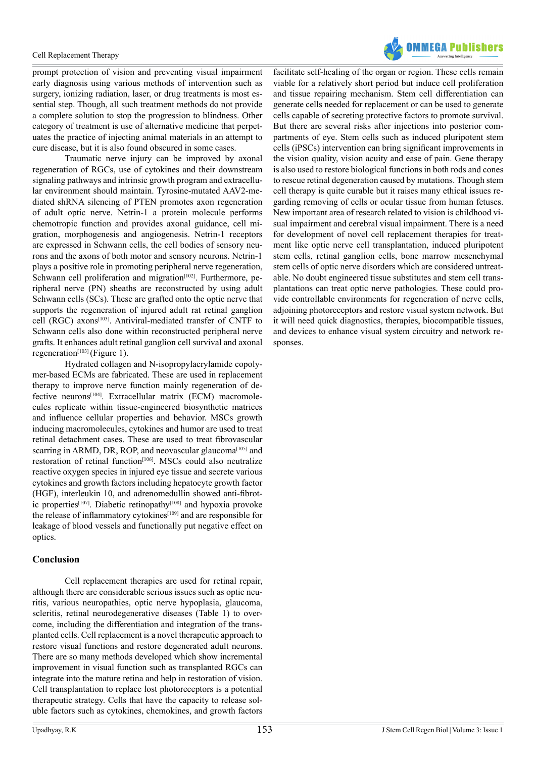prompt protection of vision and preventing visual impairment early diagnosis using various methods of intervention such as surgery, ionizing radiation, laser, or drug treatments is most essential step. Though, all such treatment methods do not provide a complete solution to stop the progression to blindness. Other category of treatment is use of alternative medicine that perpetuates the practice of injecting animal materials in an attempt to cure disease, but it is also found obscured in some cases.

Traumatic nerve injury can be improved by axonal regeneration of RGCs, use of cytokines and their downstream signaling pathways and intrinsic growth program and extracellular environment should maintain. Tyrosine-mutated AAV2-mediated shRNA silencing of PTEN promotes axon regeneration of adult optic nerve. Netrin-1 a protein molecule performs chemotropic function and provides axonal guidance, cell migration, morphogenesis and angiogenesis. Netrin-1 receptors are expressed in Schwann cells, the cell bodies of sensory neurons and the axons of both motor and sensory neurons. Netrin-1 plays a positive role in promoting peripheral nerve regeneration, Schwann cell proliferation and migration[102]. Furthermore, peripheral nerve (PN) sheaths are reconstructed by using adult Schwann cells (SCs). These are grafted onto the optic nerve that supports the regeneration of injured adult rat retinal ganglion cell (RGC) axons[103]. Antiviral-mediated transfer of CNTF to Schwann cells also done within reconstructed peripheral nerve grafts. It enhances adult retinal ganglion cell survival and axonal regeneration[103] (Figure 1).

Hydrated collagen and N-isopropylacrylamide copolymer-based ECMs are fabricated. These are used in replacement therapy to improve nerve function mainly regeneration of defective neurons[104]. Extracellular matrix (ECM) macromolecules replicate within tissue-engineered biosynthetic matrices and influence cellular properties and behavior. MSCs growth inducing macromolecules, cytokines and humor are used to treat retinal detachment cases. These are used to treat fibrovascular scarring in ARMD, DR, ROP, and neovascular glaucoma[105] and restoration of retinal function[106]. MSCs could also neutralize reactive oxygen species in injured eye tissue and secrete various cytokines and growth factors including hepatocyte growth factor (HGF), interleukin 10, and adrenomedullin showed anti-fibrotic properties[107]. Diabetic retinopathy[108] and hypoxia provoke the release of inflammatory cytokines[109] and are responsible for leakage of blood vessels and functionally put negative effect on optics.

## Conclusion

Cell replacement therapies are used for retinal repair, although there are considerable serious issues such as optic neuritis, various neuropathies, optic nerve hypoplasia, glaucoma, scleritis, retinal neurodegenerative diseases (Table 1) to overcome, including the differentiation and integration of the transplanted cells. Cell replacement is a novel therapeutic approach to restore visual functions and restore degenerated adult neurons. There are so many methods developed which show incremental improvement in visual function such as transplanted RGCs can integrate into the mature retina and help in restoration of vision. Cell transplantation to replace lost photoreceptors is a potential therapeutic strategy. Cells that have the capacity to release soluble factors such as cytokines, chemokines, and growth factors facilitate self-healing of the organ or region. These cells remain viable for a relatively short period but induce cell proliferation and tissue repairing mechanism. Stem cell differentiation can generate cells needed for replacement or can be used to generate cells capable of secreting protective factors to promote survival. But there are several risks after injections into posterior compartments of eye. Stem cells such as induced pluripotent stem cells (iPSCs) intervention can bring significant improvements in the vision quality, vision acuity and ease of pain. Gene therapy is also used to restore biological functions in both rods and cones to rescue retinal degeneration caused by mutations. Though stem cell therapy is quite curable but it raises many ethical issues regarding removing of cells or ocular tissue from human fetuses. New important area of research related to vision is childhood visual impairment and cerebral visual impairment. There is a need for development of novel cell replacement therapies for treatment like optic nerve cell transplantation, induced pluripotent stem cells, retinal ganglion cells, bone marrow mesenchymal stem cells of optic nerve disorders which are considered untreatable. No doubt engineered tissue substitutes and stem cell transplantations can treat optic nerve pathologies. These could provide controllable environments for regeneration of nerve cells, adjoining photoreceptors and restore visual system network. But it will need quick diagnostics, therapies, biocompatible tissues, and devices to enhance visual system circuitry and network responses.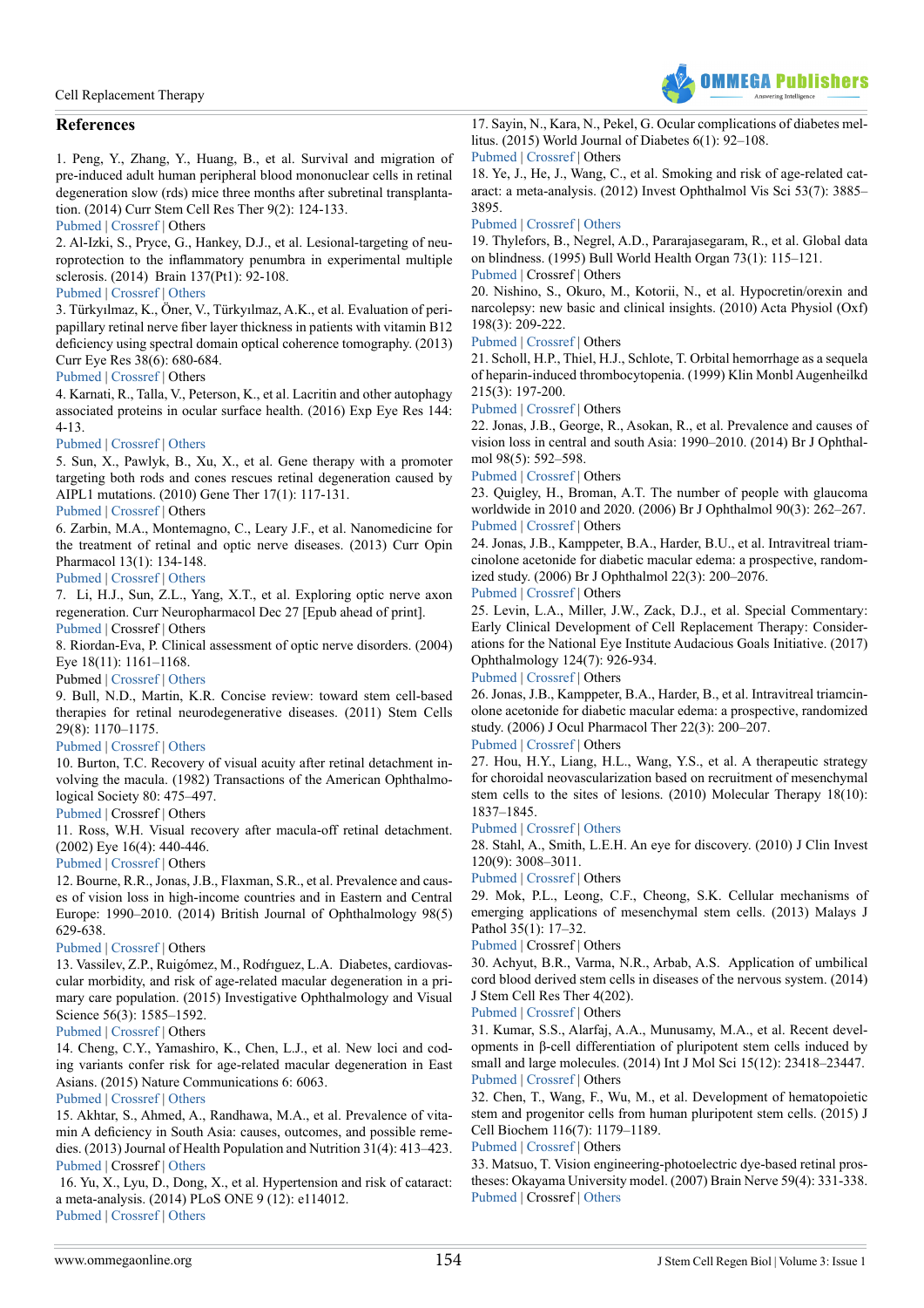## References

1. Peng, Y., Zhang, Y., Huang, B., et al. Survival and migration of pre-induced adult human peripheral blood mononuclear cells in retinal degeneration slow (rds) mice three months after subretinal transplantation. (2014) Curr Stem Cell Res Ther 9(2): 124-133.
Pubmed | Crossref | Others

2. Al-Izki, S., Pryce, G., Hankey, D.J., et al. Lesional-targeting of neuroprotection to the inflammatory penumbra in experimental multiple sclerosis. (2014) Brain 137(Pt1): 92-108.
Pubmed | Crossref | Others

3. Türkyılmaz, K., Öner, V., Türkyılmaz, A.K., et al. Evaluation of peripapillary retinal nerve fiber layer thickness in patients with vitamin B12 deficiency using spectral domain optical coherence tomography. (2013) Curr Eye Res 38(6): 680-684.
Pubmed | Crossref | Others

4. Karnati, R., Talla, V., Peterson, K., et al. Lacritin and other autophagy associated proteins in ocular surface health. (2016) Exp Eye Res 144: 4-13.
Pubmed | Crossref | Others

5. Sun, X., Pawlyk, B., Xu, X., et al. Gene therapy with a promoter targeting both rods and cones rescues retinal degeneration caused by AIPL1 mutations. (2010) Gene Ther 17(1): 117-131.
Pubmed | Crossref | Others

6. Zarbin, M.A., Montemagno, C., Leary J.F., et al. Nanomedicine for the treatment of retinal and optic nerve diseases. (2013) Curr Opin Pharmacol 13(1): 134-148.
Pubmed | Crossref | Others

7. Li, H.J., Sun, Z.L., Yang, X.T., et al. Exploring optic nerve axon regeneration. Curr Neuropharmacol Dec 27 [Epub ahead of print].
Pubmed | Crossref | Others

8. Riordan-Eva, P. Clinical assessment of optic nerve disorders. (2004) Eye 18(11): 1161–1168.
Pubmed | Crossref | Others

9. Bull, N.D., Martin, K.R. Concise review: toward stem cell-based therapies for retinal neurodegenerative diseases. (2011) Stem Cells 29(8): 1170–1175.
Pubmed | Crossref | Others

10. Burton, T.C. Recovery of visual acuity after retinal detachment involving the macula. (1982) Transactions of the American Ophthalmological Society 80: 475–497.
Pubmed | Crossref | Others

11. Ross, W.H. Visual recovery after macula-off retinal detachment. (2002) Eye 16(4): 440-446.
Pubmed | Crossref | Others

12. Bourne, R.R., Jonas, J.B., Flaxman, S.R., et al. Prevalence and causes of vision loss in high-income countries and in Eastern and Central Europe: 1990–2010. (2014) British Journal of Ophthalmology 98(5) 629-638.
Pubmed | Crossref | Others

13. Vassilev, Z.P., Ruigómez, M., Rodrıguez, L.A. Diabetes, cardiovascular morbidity, and risk of age-related macular degeneration in a primary care population. (2015) Investigative Ophthalmology and Visual Science 56(3): 1585–1592.
Pubmed | Crossref | Others

14. Cheng, C.Y., Yamashiro, K., Chen, L.J., et al. New loci and coding variants confer risk for age-related macular degeneration in East Asians. (2015) Nature Communications 6: 6063.
Pubmed | Crossref | Others

15. Akhtar, S., Ahmed, A., Randhawa, M.A., et al. Prevalence of vitamin A deficiency in South Asia: causes, outcomes, and possible remedies. (2013) Journal of Health Population and Nutrition 31(4): 413–423.
Pubmed | Crossref | Others

16. Yu, X., Lyu, D., Dong, X., et al. Hypertension and risk of cataract: a meta-analysis. (2014) PLoS ONE 9 (12): e114012.
Pubmed | Crossref | Others

17. Sayin, N., Kara, N., Pekel, G. Ocular complications of diabetes mellitus. (2015) World Journal of Diabetes 6(1): 92–108.
Pubmed | Crossref | Others

18. Ye, J., He, J., Wang, C., et al. Smoking and risk of age-related cataract: a meta-analysis. (2012) Invest Ophthalmol Vis Sci 53(7): 3885–3895.
Pubmed | Crossref | Others

19. Thylefors, B., Negrel, A.D., Pararajasegaram, R., et al. Global data on blindness. (1995) Bull World Health Organ 73(1): 115–121.
Pubmed | Crossref | Others

20. Nishino, S., Okuro, M., Kotorii, N., et al. Hypocretin/orexin and narcolepsy: new basic and clinical insights. (2010) Acta Physiol (Oxf) 198(3): 209-222.
Pubmed | Crossref | Others

21. Scholl, H.P., Thiel, H.J., Schlote, T. Orbital hemorrhage as a sequela of heparin-induced thrombocytopenia. (1999) Klin Monbl Augenheilkd 215(3): 197-200.
Pubmed | Crossref | Others

22. Jonas, J.B., George, R., Asokan, R., et al. Prevalence and causes of vision loss in central and south Asia: 1990–2010. (2014) Br J Ophthalmol 98(5): 592–598.
Pubmed | Crossref | Others

23. Quigley, H., Broman, A.T. The number of people with glaucoma worldwide in 2010 and 2020. (2006) Br J Ophthalmol 90(3): 262–267.
Pubmed | Crossref | Others

24. Jonas, J.B., Kamppeter, B.A., Harder, B.U., et al. Intravitreal triamcinolone acetonide for diabetic macular edema: a prospective, randomized study. (2006) Br J Ophthalmol 22(3): 200–2076.
Pubmed | Crossref | Others

25. Levin, L.A., Miller, J.W., Zack, D.J., et al. Special Commentary: Early Clinical Development of Cell Replacement Therapy: Considerations for the National Eye Institute Audacious Goals Initiative. (2017) Ophthalmology 124(7): 926-934.
Pubmed | Crossref | Others

26. Jonas, J.B., Kamppeter, B.A., Harder, B., et al. Intravitreal triamcinolone acetonide for diabetic macular edema: a prospective, randomized study. (2006) J Ocul Pharmacol Ther 22(3): 200–207.
Pubmed | Crossref | Others

27. Hou, H.Y., Liang, H.L., Wang, Y.S., et al. A therapeutic strategy for choroidal neovascularization based on recruitment of mesenchymal stem cells to the sites of lesions. (2010) Molecular Therapy 18(10): 1837–1845.
Pubmed | Crossref | Others

28. Stahl, A., Smith, L.E.H. An eye for discovery. (2010) J Clin Invest 120(9): 3008–3011.
Pubmed | Crossref | Others

29. Mok, P.L., Leong, C.F., Cheong, S.K. Cellular mechanisms of emerging applications of mesenchymal stem cells. (2013) Malays J Pathol 35(1): 17–32.
Pubmed | Crossref | Others

30. Achyut, B.R., Varma, N.R., Arbab, A.S. Application of umbilical cord blood derived stem cells in diseases of the nervous system. (2014) J Stem Cell Res Ther 4(202).
Pubmed | Crossref | Others

31. Kumar, S.S., Alarfaj, A.A., Munusamy, M.A., et al. Recent developments in β-cell differentiation of pluripotent stem cells induced by small and large molecules. (2014) Int J Mol Sci 15(12): 23418–23447.
Pubmed | Crossref | Others

32. Chen, T., Wang, F., Wu, M., et al. Development of hematopoietic stem and progenitor cells from human pluripotent stem cells. (2015) J Cell Biochem 116(7): 1179–1189.
Pubmed | Crossref | Others

33. Matsuo, T. Vision engineering-photoelectric dye-based retinal prostheses: Okayama University model. (2007) Brain Nerve 59(4): 331-338.
Pubmed | Crossref | Others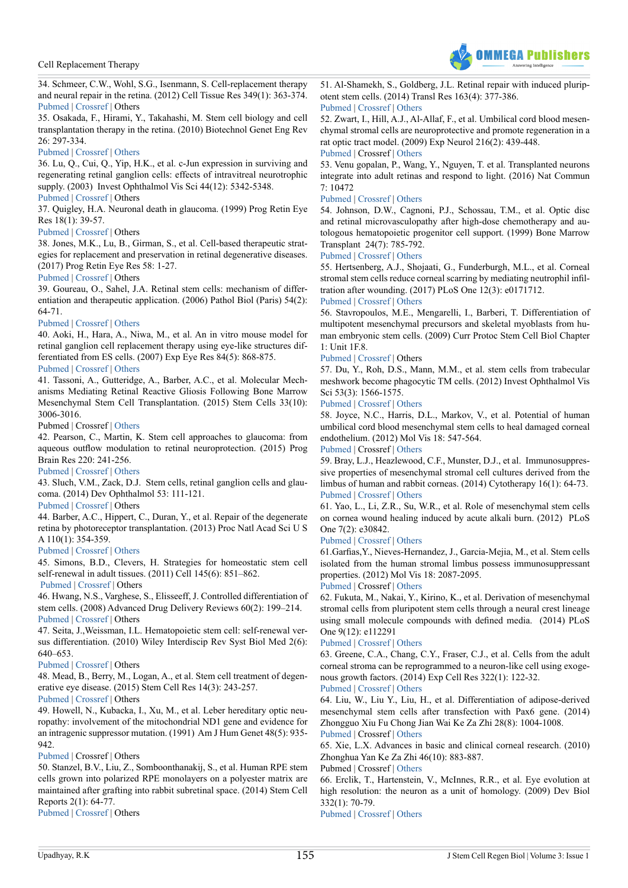34. Schmeer, C.W., Wohl, S.G., Isenmann, S. Cell-replacement therapy and neural repair in the retina. (2012) Cell Tissue Res 349(1): 363-374.
Pubmed | Crossref | Others

35. Osakada, F., Hirami, Y., Takahashi, M. Stem cell biology and cell transplantation therapy in the retina. (2010) Biotechnol Genet Eng Rev 26: 297-334.
Pubmed | Crossref | Others

36. Lu, Q., Cui, Q., Yip, H.K., et al. c-Jun expression in surviving and regenerating retinal ganglion cells: effects of intravitreal neurotrophic supply. (2003) Invest Ophthalmol Vis Sci 44(12): 5342-5348.
Pubmed | Crossref | Others

37. Quigley, H.A. Neuronal death in glaucoma. (1999) Prog Retin Eye Res 18(1): 39-57.
Pubmed | Crossref | Others

38. Jones, M.K., Lu, B., Girman, S., et al. Cell-based therapeutic strategies for replacement and preservation in retinal degenerative diseases. (2017) Prog Retin Eye Res 58: 1-27.
Pubmed | Crossref | Others

39. Goureau, O., Sahel, J.A. Retinal stem cells: mechanism of differentiation and therapeutic application. (2006) Pathol Biol (Paris) 54(2): 64-71.
Pubmed | Crossref | Others

40. Aoki, H., Hara, A., Niwa, M., et al. An in vitro mouse model for retinal ganglion cell replacement therapy using eye-like structures differentiated from ES cells. (2007) Exp Eye Res 84(5): 868-875.
Pubmed | Crossref | Others

41. Tassoni, A., Gutteridge, A., Barber, A.C., et al. Molecular Mechanisms Mediating Retinal Reactive Gliosis Following Bone Marrow Mesenchymal Stem Cell Transplantation. (2015) Stem Cells 33(10): 3006-3016.
Pubmed | Crossref | Others

42. Pearson, C., Martin, K. Stem cell approaches to glaucoma: from aqueous outflow modulation to retinal neuroprotection. (2015) Prog Brain Res 220: 241-256.
Pubmed | Crossref | Others

43. Sluch, V.M., Zack, D.J. Stem cells, retinal ganglion cells and glaucoma. (2014) Dev Ophthalmol 53: 111-121.
Pubmed | Crossref | Others

44. Barber, A.C., Hippert, C., Duran, Y., et al. Repair of the degenerate retina by photoreceptor transplantation. (2013) Proc Natl Acad Sci U S A 110(1): 354-359.
Pubmed | Crossref | Others

45. Simons, B.D., Clevers, H. Strategies for homeostatic stem cell self-renewal in adult tissues. (2011) Cell 145(6): 851–862.
Pubmed | Crossref | Others

46. Hwang, N.S., Varghese, S., Elisseeff, J. Controlled differentiation of stem cells. (2008) Advanced Drug Delivery Reviews 60(2): 199–214.
Pubmed | Crossref | Others

47. Seita, J.,Weissman, I.L. Hematopoietic stem cell: self-renewal versus differentiation. (2010) Wiley Interdiscip Rev Syst Biol Med 2(6): 640–653.
Pubmed | Crossref | Others

48. Mead, B., Berry, M., Logan, A., et al. Stem cell treatment of degenerative eye disease. (2015) Stem Cell Res 14(3): 243-257.
Pubmed | Crossref | Others

49. Howell, N., Kubacka, I., Xu, M., et al. Leber hereditary optic neuropathy: involvement of the mitochondrial ND1 gene and evidence for an intragenic suppressor mutation. (1991) Am J Hum Genet 48(5): 935-942.
Pubmed | Crossref | Others

50. Stanzel, B.V., Liu, Z., Somboonthanakij, S., et al. Human RPE stem cells grown into polarized RPE monolayers on a polyester matrix are maintained after grafting into rabbit subretinal space. (2014) Stem Cell Reports 2(1): 64-77.
Pubmed | Crossref | Others

51. Al-Shamekh, S., Goldberg, J.L. Retinal repair with induced pluripotent stem cells. (2014) Transl Res 163(4): 377-386.
Pubmed | Crossref | Others

52. Zwart, I., Hill, A.J., Al-Allaf, F., et al. Umbilical cord blood mesenchymal stromal cells are neuroprotective and promote regeneration in a rat optic tract model. (2009) Exp Neurol 216(2): 439-448.
Pubmed | Crossref | Others

53. Venu gopalan, P., Wang, Y., Nguyen, T. et al. Transplanted neurons integrate into adult retinas and respond to light. (2016) Nat Commun 7: 10472
Pubmed | Crossref | Others

54. Johnson, D.W., Cagnoni, P.J., Schossau, T.M., et al. Optic disc and retinal microvasculopathy after high-dose chemotherapy and autologous hematopoietic progenitor cell support. (1999) Bone Marrow Transplant 24(7): 785-792.
Pubmed | Crossref | Others

55. Hertsenberg, A.J., Shojaati, G., Funderburgh, M.L., et al. Corneal stromal stem cells reduce corneal scarring by mediating neutrophil infiltration after wounding. (2017) PLoS One 12(3): e0171712.
Pubmed | Crossref | Others

56. Stavropoulos, M.E., Mengarelli, I., Barberi, T. Differentiation of multipotent mesenchymal precursors and skeletal myoblasts from human embryonic stem cells. (2009) Curr Protoc Stem Cell Biol Chapter 1: Unit 1F.8.
Pubmed | Crossref | Others

57. Du, Y., Roh, D.S., Mann, M.M., et al. stem cells from trabecular meshwork become phagocytic TM cells. (2012) Invest Ophthalmol Vis Sci 53(3): 1566-1575.
Pubmed | Crossref | Others

58. Joyce, N.C., Harris, D.L., Markov, V., et al. Potential of human umbilical cord blood mesenchymal stem cells to heal damaged corneal endothelium. (2012) Mol Vis 18: 547-564.
Pubmed | Crossref | Others

59. Bray, L.J., Heazlewood, C.F., Munster, D.J., et al. Immunosuppressive properties of mesenchymal stromal cell cultures derived from the limbus of human and rabbit corneas. (2014) Cytotherapy 16(1): 64-73.
Pubmed | Crossref | Others

61. Yao, L., Li, Z.R., Su, W.R., et al. Role of mesenchymal stem cells on cornea wound healing induced by acute alkali burn. (2012) PLoS One 7(2): e30842.
Pubmed | Crossref | Others

61.Garfias,Y., Nieves-Hernandez, J., Garcia-Mejia, M., et al. Stem cells isolated from the human stromal limbus possess immunosuppressant properties. (2012) Mol Vis 18: 2087-2095.
Pubmed | Crossref | Others

62. Fukuta, M., Nakai, Y., Kirino, K., et al. Derivation of mesenchymal stromal cells from pluripotent stem cells through a neural crest lineage using small molecule compounds with defined media. (2014) PLoS One 9(12): e112291
Pubmed | Crossref | Others

63. Greene, C.A., Chang, C.Y., Fraser, C.J., et al. Cells from the adult corneal stroma can be reprogrammed to a neuron-like cell using exogenous growth factors. (2014) Exp Cell Res 322(1): 122-32.
Pubmed | Crossref | Others

64. Liu, W., Liu Y., Liu, H., et al. Differentiation of adipose-derived mesenchymal stem cells after transfection with Pax6 gene. (2014) Zhongguo Xiu Fu Chong Jian Wai Ke Za Zhi 28(8): 1004-1008.
Pubmed | Crossref | Others

65. Xie, L.X. Advances in basic and clinical corneal research. (2010) Zhonghua Yan Ke Za Zhi 46(10): 883-887.
Pubmed | Crossref | Others

66. Erclik, T., Hartenstein, V., McInnes, R.R., et al. Eye evolution at high resolution: the neuron as a unit of homology. (2009) Dev Biol 332(1): 70-79.
Pubmed | Crossref | Others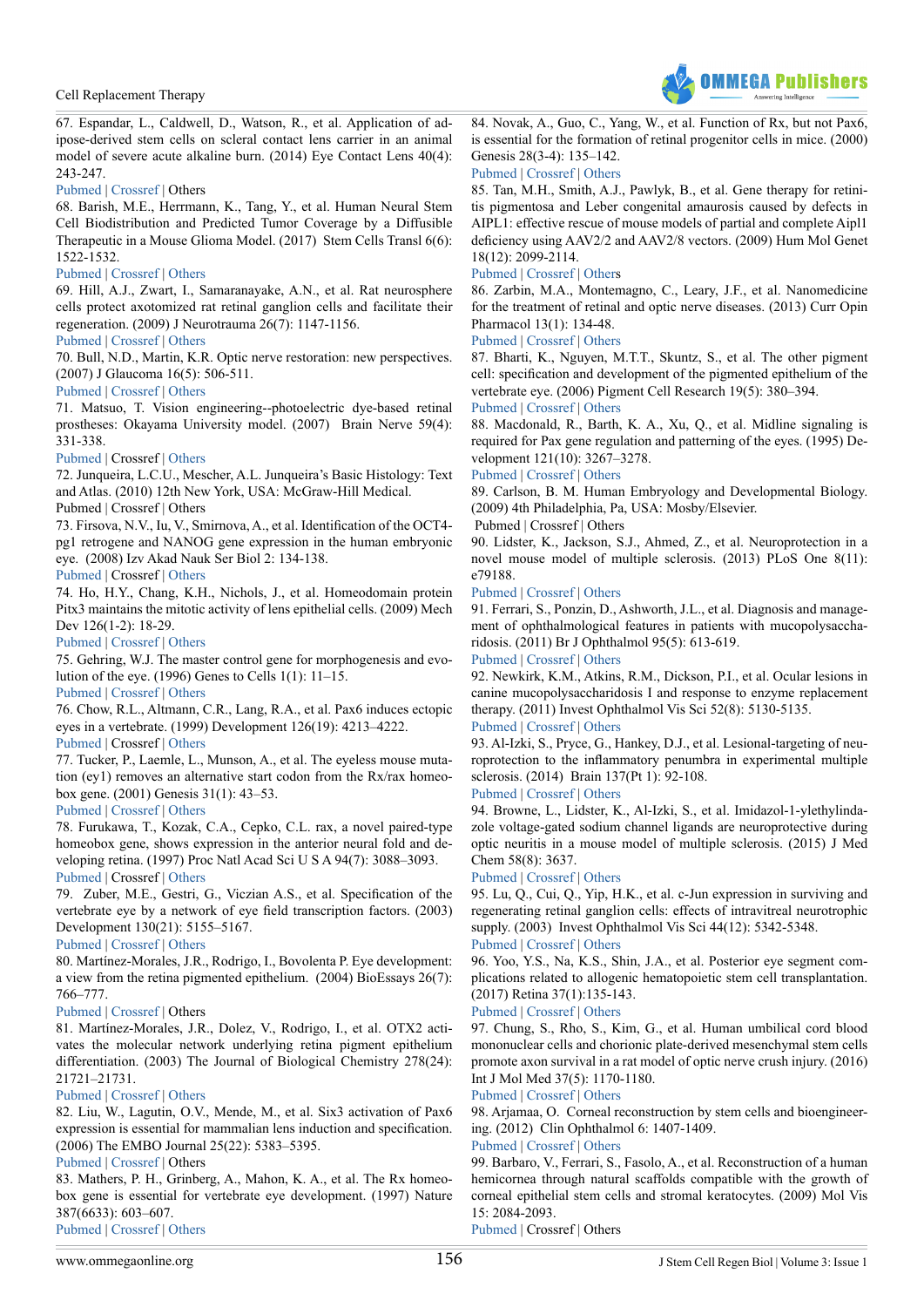67. Espandar, L., Caldwell, D., Watson, R., et al. Application of adipose-derived stem cells on scleral contact lens carrier in an animal model of severe acute alkaline burn. (2014) Eye Contact Lens 40(4): 243-247.
Pubmed | Crossref | Others

68. Barish, M.E., Herrmann, K., Tang, Y., et al. Human Neural Stem Cell Biodistribution and Predicted Tumor Coverage by a Diffusible Therapeutic in a Mouse Glioma Model. (2017) Stem Cells Transl 6(6): 1522-1532.
Pubmed | Crossref | Others

69. Hill, A.J., Zwart, I., Samaranayake, A.N., et al. Rat neurosphere cells protect axotomized rat retinal ganglion cells and facilitate their regeneration. (2009) J Neurotrauma 26(7): 1147-1156.
Pubmed | Crossref | Others

70. Bull, N.D., Martin, K.R. Optic nerve restoration: new perspectives. (2007) J Glaucoma 16(5): 506-511.
Pubmed | Crossref | Others

71. Matsuo, T. Vision engineering--photoelectric dye-based retinal prostheses: Okayama University model. (2007) Brain Nerve 59(4): 331-338.
Pubmed | Crossref | Others

72. Junqueira, L.C.U., Mescher, A.L. Junqueira's Basic Histology: Text and Atlas. (2010) 12th New York, USA: McGraw-Hill Medical.
Pubmed | Crossref | Others

73. Firsova, N.V., Iu, V., Smirnova, A., et al. Identification of the OCT4-pg1 retrogene and NANOG gene expression in the human embryonic eye. (2008) Izv Akad Nauk Ser Biol 2: 134-138.
Pubmed | Crossref | Others

74. Ho, H.Y., Chang, K.H., Nichols, J., et al. Homeodomain protein Pitx3 maintains the mitotic activity of lens epithelial cells. (2009) Mech Dev 126(1-2): 18-29.
Pubmed | Crossref | Others

75. Gehring, W.J. The master control gene for morphogenesis and evolution of the eye. (1996) Genes to Cells 1(1): 11–15.
Pubmed | Crossref | Others

76. Chow, R.L., Altmann, C.R., Lang, R.A., et al. Pax6 induces ectopic eyes in a vertebrate. (1999) Development 126(19): 4213–4222.
Pubmed | Crossref | Others

77. Tucker, P., Laemle, L., Munson, A., et al. The eyeless mouse mutation (ey1) removes an alternative start codon from the Rx/rax homeobox gene. (2001) Genesis 31(1): 43–53.
Pubmed | Crossref | Others

78. Furukawa, T., Kozak, C.A., Cepko, C.L. rax, a novel paired-type homeobox gene, shows expression in the anterior neural fold and developing retina. (1997) Proc Natl Acad Sci U S A 94(7): 3088–3093.
Pubmed | Crossref | Others

79. Zuber, M.E., Gestri, G., Viczian A.S., et al. Specification of the vertebrate eye by a network of eye field transcription factors. (2003) Development 130(21): 5155–5167.
Pubmed | Crossref | Others

80. Martínez-Morales, J.R., Rodrigo, I., Bovolenta P. Eye development: a view from the retina pigmented epithelium. (2004) BioEssays 26(7): 766–777.
Pubmed | Crossref | Others

81. Martínez-Morales, J.R., Dolez, V., Rodrigo, I., et al. OTX2 activates the molecular network underlying retina pigment epithelium differentiation. (2003) The Journal of Biological Chemistry 278(24): 21721–21731.
Pubmed | Crossref | Others

82. Liu, W., Lagutin, O.V., Mende, M., et al. Six3 activation of Pax6 expression is essential for mammalian lens induction and specification. (2006) The EMBO Journal 25(22): 5383–5395.
Pubmed | Crossref | Others

83. Mathers, P. H., Grinberg, A., Mahon, K. A., et al. The Rx homeobox gene is essential for vertebrate eye development. (1997) Nature 387(6633): 603–607.
Pubmed | Crossref | Others

84. Novak, A., Guo, C., Yang, W., et al. Function of Rx, but not Pax6, is essential for the formation of retinal progenitor cells in mice. (2000) Genesis 28(3-4): 135–142.
Pubmed | Crossref | Others

85. Tan, M.H., Smith, A.J., Pawlyk, B., et al. Gene therapy for retinitis pigmentosa and Leber congenital amaurosis caused by defects in AIPL1: effective rescue of mouse models of partial and complete Aipl1 deficiency using AAV2/2 and AAV2/8 vectors. (2009) Hum Mol Genet 18(12): 2099-2114.
Pubmed | Crossref | Others

86. Zarbin, M.A., Montemagno, C., Leary, J.F., et al. Nanomedicine for the treatment of retinal and optic nerve diseases. (2013) Curr Opin Pharmacol 13(1): 134-48.
Pubmed | Crossref | Others

87. Bharti, K., Nguyen, M.T.T., Skuntz, S., et al. The other pigment cell: specification and development of the pigmented epithelium of the vertebrate eye. (2006) Pigment Cell Research 19(5): 380–394.
Pubmed | Crossref | Others

88. Macdonald, R., Barth, K. A., Xu, Q., et al. Midline signaling is required for Pax gene regulation and patterning of the eyes. (1995) Development 121(10): 3267–3278.
Pubmed | Crossref | Others

89. Carlson, B. M. Human Embryology and Developmental Biology. (2009) 4th Philadelphia, Pa, USA: Mosby/Elsevier.
Pubmed | Crossref | Others

90. Lidster, K., Jackson, S.J., Ahmed, Z., et al. Neuroprotection in a novel mouse model of multiple sclerosis. (2013) PLoS One 8(11): e79188.
Pubmed | Crossref | Others

91. Ferrari, S., Ponzin, D., Ashworth, J.L., et al. Diagnosis and management of ophthalmological features in patients with mucopolysaccharidosis. (2011) Br J Ophthalmol 95(5): 613-619.
Pubmed | Crossref | Others

92. Newkirk, K.M., Atkins, R.M., Dickson, P.I., et al. Ocular lesions in canine mucopolysaccharidosis I and response to enzyme replacement therapy. (2011) Invest Ophthalmol Vis Sci 52(8): 5130-5135.
Pubmed | Crossref | Others

93. Al-Izki, S., Pryce, G., Hankey, D.J., et al. Lesional-targeting of neuroprotection to the inflammatory penumbra in experimental multiple sclerosis. (2014) Brain 137(Pt 1): 92-108.
Pubmed | Crossref | Others

94. Browne, L., Lidster, K., Al-Izki, S., et al. Imidazol-1-ylethylindazole voltage-gated sodium channel ligands are neuroprotective during optic neuritis in a mouse model of multiple sclerosis. (2015) J Med Chem 58(8): 3637.
Pubmed | Crossref | Others

95. Lu, Q., Cui, Q., Yip, H.K., et al. c-Jun expression in surviving and regenerating retinal ganglion cells: effects of intravitreal neurotrophic supply. (2003) Invest Ophthalmol Vis Sci 44(12): 5342-5348.
Pubmed | Crossref | Others

96. Yoo, Y.S., Na, K.S., Shin, J.A., et al. Posterior eye segment complications related to allogenic hematopoietic stem cell transplantation. (2017) Retina 37(1):135-143.
Pubmed | Crossref | Others

97. Chung, S., Rho, S., Kim, G., et al. Human umbilical cord blood mononuclear cells and chorionic plate-derived mesenchymal stem cells promote axon survival in a rat model of optic nerve crush injury. (2016) Int J Mol Med 37(5): 1170-1180.
Pubmed | Crossref | Others

98. Arjamaa, O. Corneal reconstruction by stem cells and bioengineering. (2012) Clin Ophthalmol 6: 1407-1409.
Pubmed | Crossref | Others

99. Barbaro, V., Ferrari, S., Fasolo, A., et al. Reconstruction of a human hemicornea through natural scaffolds compatible with the growth of corneal epithelial stem cells and stromal keratocytes. (2009) Mol Vis 15: 2084-2093.
Pubmed | Crossref | Others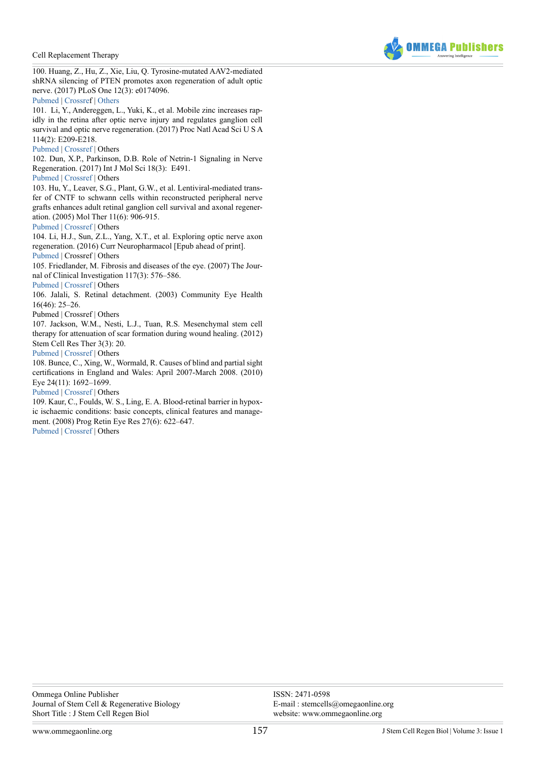100. Huang, Z., Hu, Z., Xie, Liu, Q. Tyrosine-mutated AAV2-mediated shRNA silencing of PTEN promotes axon regeneration of adult optic nerve. (2017) PLoS One 12(3): e0174096.
Pubmed | Crossref | Others

101. Li, Y., Andereggen, L., Yuki, K., et al. Mobile zinc increases rapidly in the retina after optic nerve injury and regulates ganglion cell survival and optic nerve regeneration. (2017) Proc Natl Acad Sci U S A 114(2): E209-E218.
Pubmed | Crossref | Others

102. Dun, X.P., Parkinson, D.B. Role of Netrin-1 Signaling in Nerve Regeneration. (2017) Int J Mol Sci 18(3): E491.
Pubmed | Crossref | Others

103. Hu, Y., Leaver, S.G., Plant, G.W., et al. Lentiviral-mediated transfer of CNTF to schwann cells within reconstructed peripheral nerve grafts enhances adult retinal ganglion cell survival and axonal regeneration. (2005) Mol Ther 11(6): 906-915.
Pubmed | Crossref | Others

104. Li, H.J., Sun, Z.L., Yang, X.T., et al. Exploring optic nerve axon regeneration. (2016) Curr Neuropharmacol [Epub ahead of print].
Pubmed | Crossref | Others

105. Friedlander, M. Fibrosis and diseases of the eye. (2007) The Journal of Clinical Investigation 117(3): 576–586.
Pubmed | Crossref | Others

106. Jalali, S. Retinal detachment. (2003) Community Eye Health 16(46): 25–26.
Pubmed | Crossref | Others

107. Jackson, W.M., Nesti, L.J., Tuan, R.S. Mesenchymal stem cell therapy for attenuation of scar formation during wound healing. (2012) Stem Cell Res Ther 3(3): 20.
Pubmed | Crossref | Others

108. Bunce, C., Xing, W., Wormald, R. Causes of blind and partial sight certifications in England and Wales: April 2007-March 2008. (2010) Eye 24(11): 1692–1699.
Pubmed | Crossref | Others

109. Kaur, C., Foulds, W. S., Ling, E. A. Blood-retinal barrier in hypoxic ischaemic conditions: basic concepts, clinical features and management. (2008) Prog Retin Eye Res 27(6): 622–647.
Pubmed | Crossref | Others

Ommega Online Publisher
Journal of Stem Cell & Regenerative Biology
Short Title : J Stem Cell Regen Biol

ISSN: 2471-0598
E-mail : stemcells@omegaonline.org
website: www.ommegaonline.org